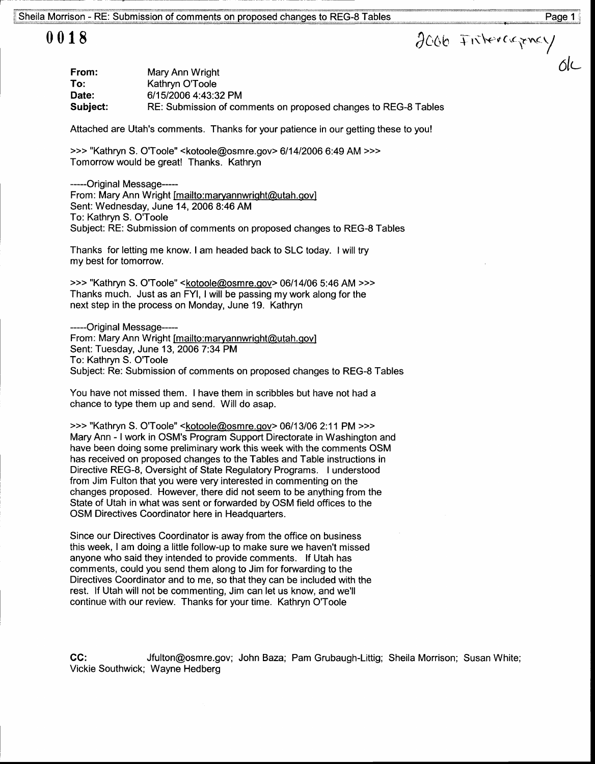0018

2006 Interagency
OK

**From:** Mary Ann Wright
**To:** Kathryn O'Toole
**Date:** 6/15/2006 4:43:32 PM
**Subject:** RE: Submission of comments on proposed changes to REG-8 Tables

Attached are Utah's comments. Thanks for your patience in our getting these to you!

>>> "Kathryn S. O'Toole" <kotoole@osmre.gov> 6/14/2006 6:49 AM >>>
Tomorrow would be great! Thanks. Kathryn

-----Original Message-----
From: Mary Ann Wright [mailto:maryannwright@utah.gov]
Sent: Wednesday, June 14, 2006 8:46 AM
To: Kathryn S. O'Toole
Subject: RE: Submission of comments on proposed changes to REG-8 Tables

Thanks for letting me know. I am headed back to SLC today. I will try my best for tomorrow.

>>> "Kathryn S. O'Toole" <kotoole@osmre.gov> 06/14/06 5:46 AM >>>
Thanks much. Just as an FYI, I will be passing my work along for the next step in the process on Monday, June 19. Kathryn

-----Original Message-----
From: Mary Ann Wright [mailto:maryannwright@utah.gov]
Sent: Tuesday, June 13, 2006 7:34 PM
To: Kathryn S. O'Toole
Subject: Re: Submission of comments on proposed changes to REG-8 Tables

You have not missed them. I have them in scribbles but have not had a chance to type them up and send. Will do asap.

>>> "Kathryn S. O'Toole" <kotoole@osmre.gov> 06/13/06 2:11 PM >>>
Mary Ann - I work in OSM's Program Support Directorate in Washington and have been doing some preliminary work this week with the comments OSM has received on proposed changes to the Tables and Table instructions in Directive REG-8, Oversight of State Regulatory Programs. I understood from Jim Fulton that you were very interested in commenting on the changes proposed. However, there did not seem to be anything from the State of Utah in what was sent or forwarded by OSM field offices to the OSM Directives Coordinator here in Headquarters.

Since our Directives Coordinator is away from the office on business this week, I am doing a little follow-up to make sure we haven't missed anyone who said they intended to provide comments. If Utah has comments, could you send them along to Jim for forwarding to the Directives Coordinator and to me, so that they can be included with the rest. If Utah will not be commenting, Jim can let us know, and we'll continue with our review. Thanks for your time. Kathryn O'Toole

**CC:** Jfulton@osmre.gov; John Baza; Pam Grubaugh-Littig; Sheila Morrison; Susan White; Vickie Southwick; Wayne Hedberg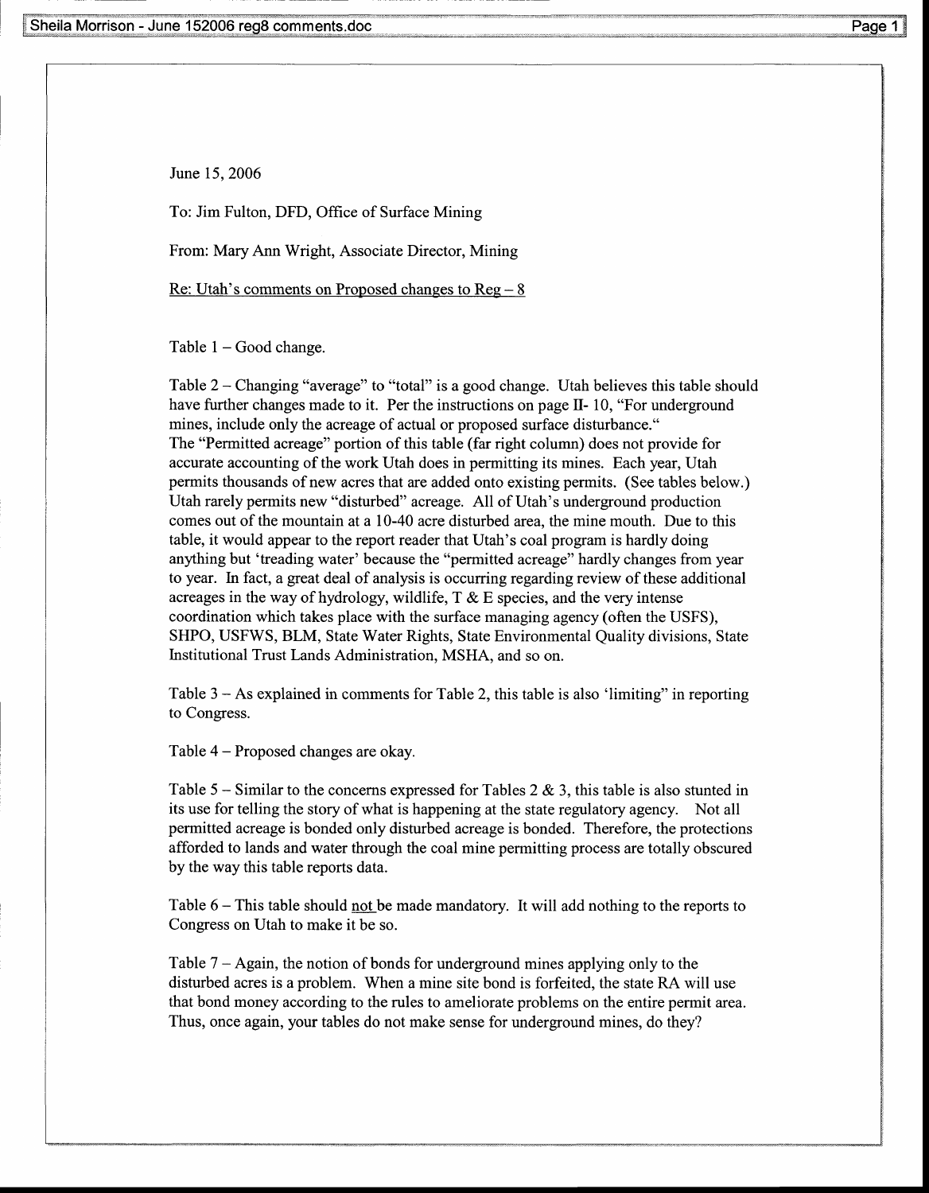June 15, 2006

To: Jim Fulton, DFD, Office of Surface Mining

From: Mary Ann Wright, Associate Director, Mining

Re: Utah's comments on Proposed changes to Reg – 8

Table 1 – Good change.

Table 2 – Changing "average" to "total" is a good change. Utah believes this table should have further changes made to it. Per the instructions on page II- 10, "For underground mines, include only the acreage of actual or proposed surface disturbance." The "Permitted acreage" portion of this table (far right column) does not provide for accurate accounting of the work Utah does in permitting its mines. Each year, Utah permits thousands of new acres that are added onto existing permits. (See tables below.) Utah rarely permits new "disturbed" acreage. All of Utah's underground production comes out of the mountain at a 10-40 acre disturbed area, the mine mouth. Due to this table, it would appear to the report reader that Utah's coal program is hardly doing anything but 'treading water' because the "permitted acreage" hardly changes from year to year. In fact, a great deal of analysis is occurring regarding review of these additional acreages in the way of hydrology, wildlife, T & E species, and the very intense coordination which takes place with the surface managing agency (often the USFS), SHPO, USFWS, BLM, State Water Rights, State Environmental Quality divisions, State Institutional Trust Lands Administration, MSHA, and so on.

Table 3 – As explained in comments for Table 2, this table is also 'limiting" in reporting to Congress.

Table 4 – Proposed changes are okay.

Table 5 – Similar to the concerns expressed for Tables 2 & 3, this table is also stunted in its use for telling the story of what is happening at the state regulatory agency. Not all permitted acreage is bonded only disturbed acreage is bonded. Therefore, the protections afforded to lands and water through the coal mine permitting process are totally obscured by the way this table reports data.

Table 6 – This table should not be made mandatory. It will add nothing to the reports to Congress on Utah to make it be so.

Table 7 – Again, the notion of bonds for underground mines applying only to the disturbed acres is a problem. When a mine site bond is forfeited, the state RA will use that bond money according to the rules to ameliorate problems on the entire permit area. Thus, once again, your tables do not make sense for underground mines, do they?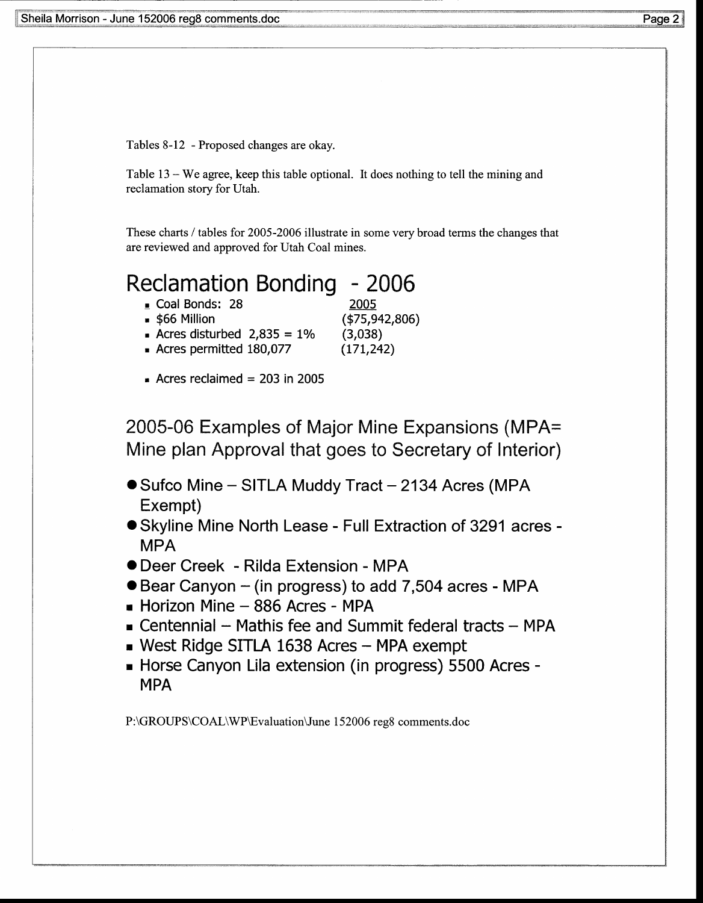Tables 8-12 - Proposed changes are okay.

Table 13 – We agree, keep this table optional. It does nothing to tell the mining and reclamation story for Utah.

These charts / tables for 2005-2006 illustrate in some very broad terms the changes that are reviewed and approved for Utah Coal mines.

# Reclamation Bonding - 2006

| | 2005 |
|---|---|
| Coal Bonds: 28 | |
| $66 Million | ($75,942,806) |
| Acres disturbed 2,835 = 1% | (3,038) |
| Acres permitted 180,077 | (171,242) |

- Acres reclaimed = 203 in 2005

## 2005-06 Examples of Major Mine Expansions (MPA= Mine plan Approval that goes to Secretary of Interior)

- Sufco Mine – SITLA Muddy Tract – 2134 Acres (MPA Exempt)
- Skyline Mine North Lease - Full Extraction of 3291 acres - MPA
- Deer Creek - Rilda Extension - MPA
- Bear Canyon – (in progress) to add 7,504 acres - MPA
- Horizon Mine – 886 Acres - MPA
- Centennial – Mathis fee and Summit federal tracts – MPA
- West Ridge SITLA 1638 Acres – MPA exempt
- Horse Canyon Lila extension (in progress) 5500 Acres - MPA

P:\GROUPS\COAL\WP\Evaluation\June 152006 reg8 comments.doc